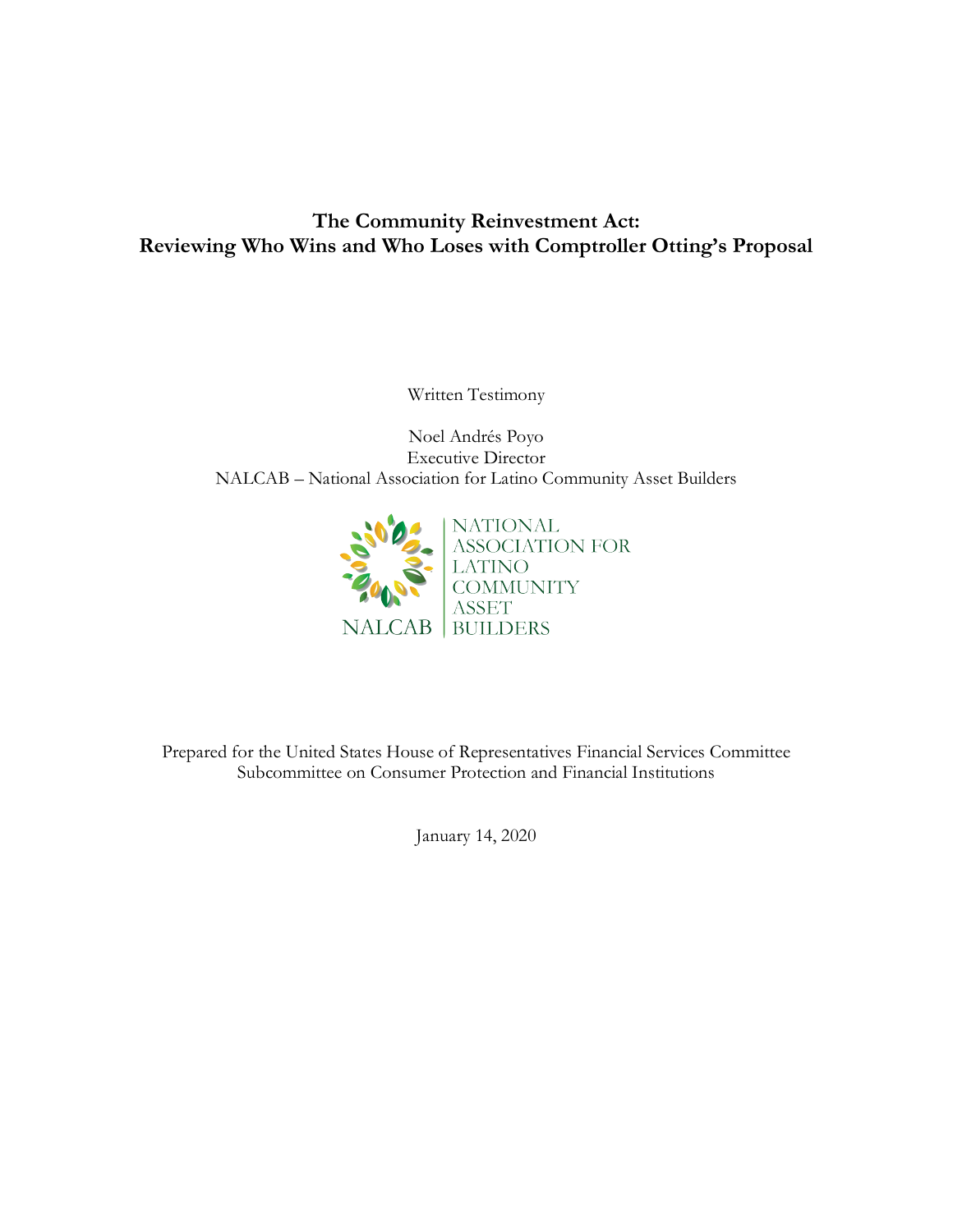# The Community Reinvestment Act: Reviewing Who Wins and Who Loses with Comptroller Otting's Proposal

Written Testimony

Noel Andrés Poyo
Executive Director
NALCAB – National Association for Latino Community Asset Builders

NALCAB | NATIONAL ASSOCIATION FOR LATINO COMMUNITY ASSET BUILDERS

Prepared for the United States House of Representatives Financial Services Committee
Subcommittee on Consumer Protection and Financial Institutions

January 14, 2020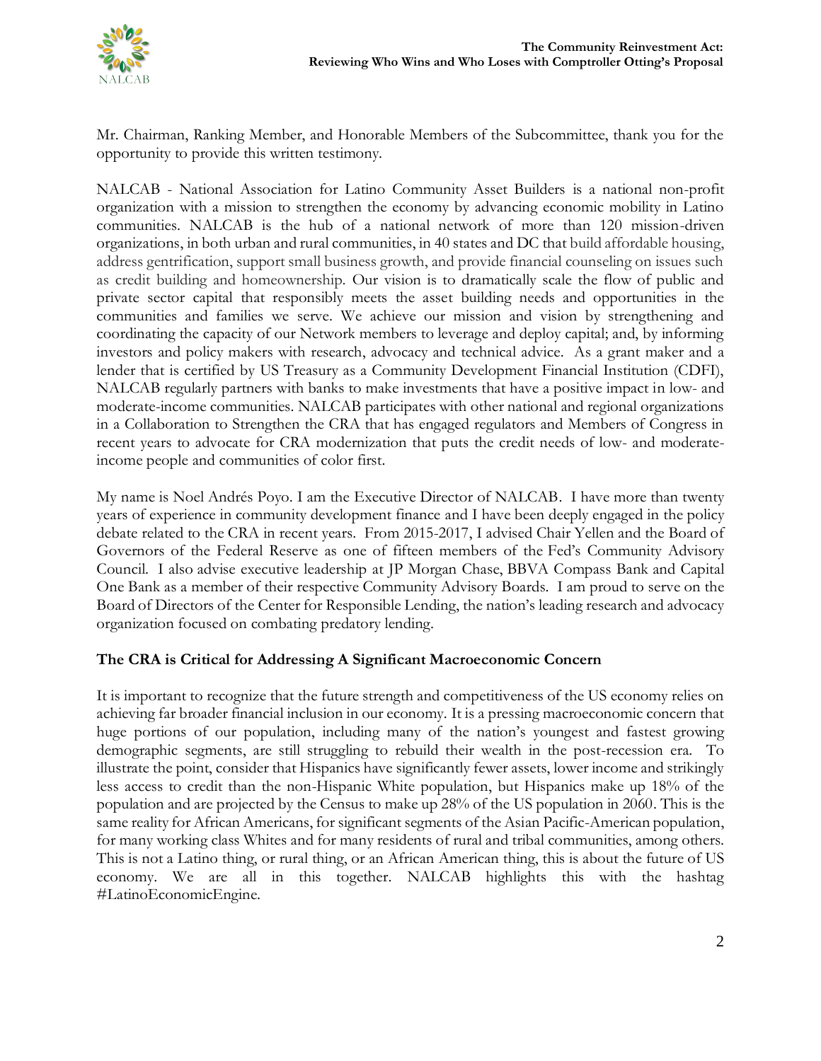Mr. Chairman, Ranking Member, and Honorable Members of the Subcommittee, thank you for the opportunity to provide this written testimony.

NALCAB - National Association for Latino Community Asset Builders is a national non-profit organization with a mission to strengthen the economy by advancing economic mobility in Latino communities. NALCAB is the hub of a national network of more than 120 mission-driven organizations, in both urban and rural communities, in 40 states and DC that build affordable housing, address gentrification, support small business growth, and provide financial counseling on issues such as credit building and homeownership. Our vision is to dramatically scale the flow of public and private sector capital that responsibly meets the asset building needs and opportunities in the communities and families we serve. We achieve our mission and vision by strengthening and coordinating the capacity of our Network members to leverage and deploy capital; and, by informing investors and policy makers with research, advocacy and technical advice. As a grant maker and a lender that is certified by US Treasury as a Community Development Financial Institution (CDFI), NALCAB regularly partners with banks to make investments that have a positive impact in low- and moderate-income communities. NALCAB participates with other national and regional organizations in a Collaboration to Strengthen the CRA that has engaged regulators and Members of Congress in recent years to advocate for CRA modernization that puts the credit needs of low- and moderate-income people and communities of color first.

My name is Noel Andrés Poyo. I am the Executive Director of NALCAB. I have more than twenty years of experience in community development finance and I have been deeply engaged in the policy debate related to the CRA in recent years. From 2015-2017, I advised Chair Yellen and the Board of Governors of the Federal Reserve as one of fifteen members of the Fed's Community Advisory Council. I also advise executive leadership at JP Morgan Chase, BBVA Compass Bank and Capital One Bank as a member of their respective Community Advisory Boards. I am proud to serve on the Board of Directors of the Center for Responsible Lending, the nation's leading research and advocacy organization focused on combating predatory lending.

**The CRA is Critical for Addressing A Significant Macroeconomic Concern**

It is important to recognize that the future strength and competitiveness of the US economy relies on achieving far broader financial inclusion in our economy. It is a pressing macroeconomic concern that huge portions of our population, including many of the nation's youngest and fastest growing demographic segments, are still struggling to rebuild their wealth in the post-recession era. To illustrate the point, consider that Hispanics have significantly fewer assets, lower income and strikingly less access to credit than the non-Hispanic White population, but Hispanics make up 18% of the population and are projected by the Census to make up 28% of the US population in 2060. This is the same reality for African Americans, for significant segments of the Asian Pacific-American population, for many working class Whites and for many residents of rural and tribal communities, among others. This is not a Latino thing, or rural thing, or an African American thing, this is about the future of US economy. We are all in this together. NALCAB highlights this with the hashtag #LatinoEconomicEngine.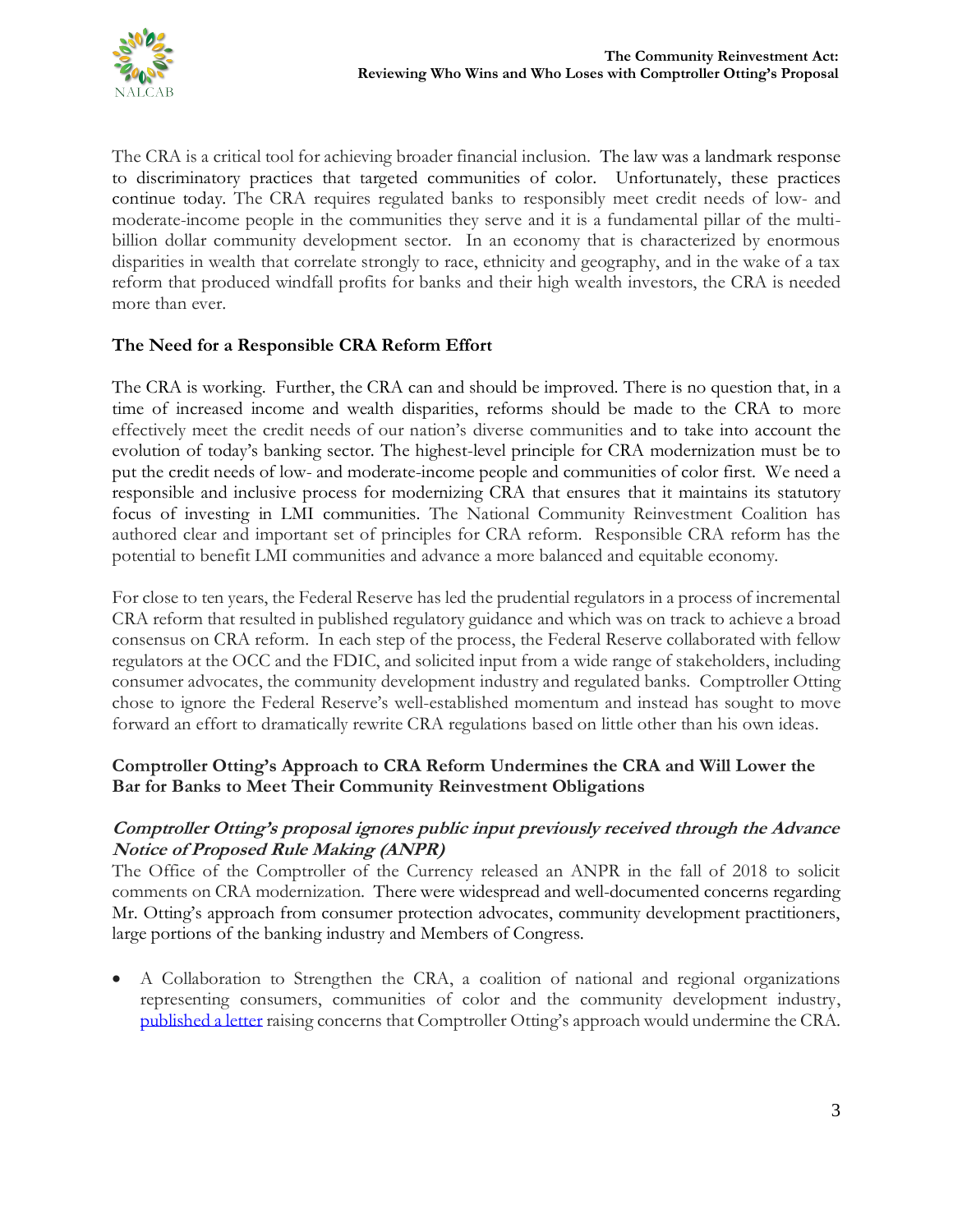The CRA is a critical tool for achieving broader financial inclusion. The law was a landmark response to discriminatory practices that targeted communities of color. Unfortunately, these practices continue today. The CRA requires regulated banks to responsibly meet credit needs of low- and moderate-income people in the communities they serve and it is a fundamental pillar of the multi-billion dollar community development sector. In an economy that is characterized by enormous disparities in wealth that correlate strongly to race, ethnicity and geography, and in the wake of a tax reform that produced windfall profits for banks and their high wealth investors, the CRA is needed more than ever.

## The Need for a Responsible CRA Reform Effort

The CRA is working. Further, the CRA can and should be improved. There is no question that, in a time of increased income and wealth disparities, reforms should be made to the CRA to more effectively meet the credit needs of our nation's diverse communities and to take into account the evolution of today's banking sector. The highest-level principle for CRA modernization must be to put the credit needs of low- and moderate-income people and communities of color first. We need a responsible and inclusive process for modernizing CRA that ensures that it maintains its statutory focus of investing in LMI communities. The National Community Reinvestment Coalition has authored clear and important set of principles for CRA reform. Responsible CRA reform has the potential to benefit LMI communities and advance a more balanced and equitable economy.

For close to ten years, the Federal Reserve has led the prudential regulators in a process of incremental CRA reform that resulted in published regulatory guidance and which was on track to achieve a broad consensus on CRA reform. In each step of the process, the Federal Reserve collaborated with fellow regulators at the OCC and the FDIC, and solicited input from a wide range of stakeholders, including consumer advocates, the community development industry and regulated banks. Comptroller Otting chose to ignore the Federal Reserve's well-established momentum and instead has sought to move forward an effort to dramatically rewrite CRA regulations based on little other than his own ideas.

## Comptroller Otting's Approach to CRA Reform Undermines the CRA and Will Lower the Bar for Banks to Meet Their Community Reinvestment Obligations

### *Comptroller Otting's proposal ignores public input previously received through the Advance Notice of Proposed Rule Making (ANPR)*

The Office of the Comptroller of the Currency released an ANPR in the fall of 2018 to solicit comments on CRA modernization. There were widespread and well-documented concerns regarding Mr. Otting's approach from consumer protection advocates, community development practitioners, large portions of the banking industry and Members of Congress.

- A Collaboration to Strengthen the CRA, a coalition of national and regional organizations representing consumers, communities of color and the community development industry, published a letter raising concerns that Comptroller Otting's approach would undermine the CRA.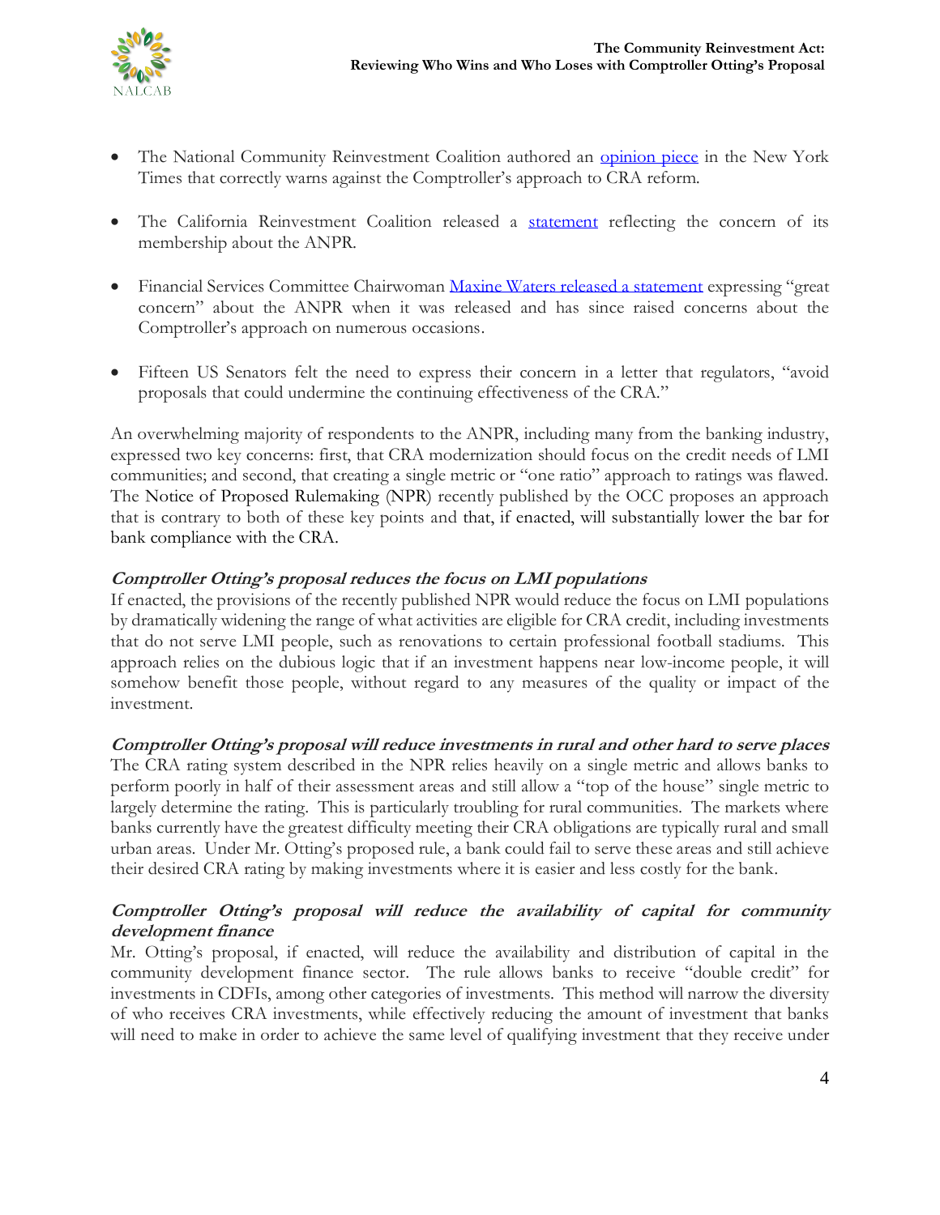- The National Community Reinvestment Coalition authored an opinion piece in the New York Times that correctly warns against the Comptroller's approach to CRA reform.

- The California Reinvestment Coalition released a statement reflecting the concern of its membership about the ANPR.

- Financial Services Committee Chairwoman Maxine Waters released a statement expressing "great concern" about the ANPR when it was released and has since raised concerns about the Comptroller's approach on numerous occasions.

- Fifteen US Senators felt the need to express their concern in a letter that regulators, "avoid proposals that could undermine the continuing effectiveness of the CRA."

An overwhelming majority of respondents to the ANPR, including many from the banking industry, expressed two key concerns: first, that CRA modernization should focus on the credit needs of LMI communities; and second, that creating a single metric or "one ratio" approach to ratings was flawed. The Notice of Proposed Rulemaking (NPR) recently published by the OCC proposes an approach that is contrary to both of these key points and that, if enacted, will substantially lower the bar for bank compliance with the CRA.

***Comptroller Otting's proposal reduces the focus on LMI populations***

If enacted, the provisions of the recently published NPR would reduce the focus on LMI populations by dramatically widening the range of what activities are eligible for CRA credit, including investments that do not serve LMI people, such as renovations to certain professional football stadiums. This approach relies on the dubious logic that if an investment happens near low-income people, it will somehow benefit those people, without regard to any measures of the quality or impact of the investment.

***Comptroller Otting's proposal will reduce investments in rural and other hard to serve places***

The CRA rating system described in the NPR relies heavily on a single metric and allows banks to perform poorly in half of their assessment areas and still allow a "top of the house" single metric to largely determine the rating. This is particularly troubling for rural communities. The markets where banks currently have the greatest difficulty meeting their CRA obligations are typically rural and small urban areas. Under Mr. Otting's proposed rule, a bank could fail to serve these areas and still achieve their desired CRA rating by making investments where it is easier and less costly for the bank.

***Comptroller Otting's proposal will reduce the availability of capital for community development finance***

Mr. Otting's proposal, if enacted, will reduce the availability and distribution of capital in the community development finance sector. The rule allows banks to receive "double credit" for investments in CDFIs, among other categories of investments. This method will narrow the diversity of who receives CRA investments, while effectively reducing the amount of investment that banks will need to make in order to achieve the same level of qualifying investment that they receive under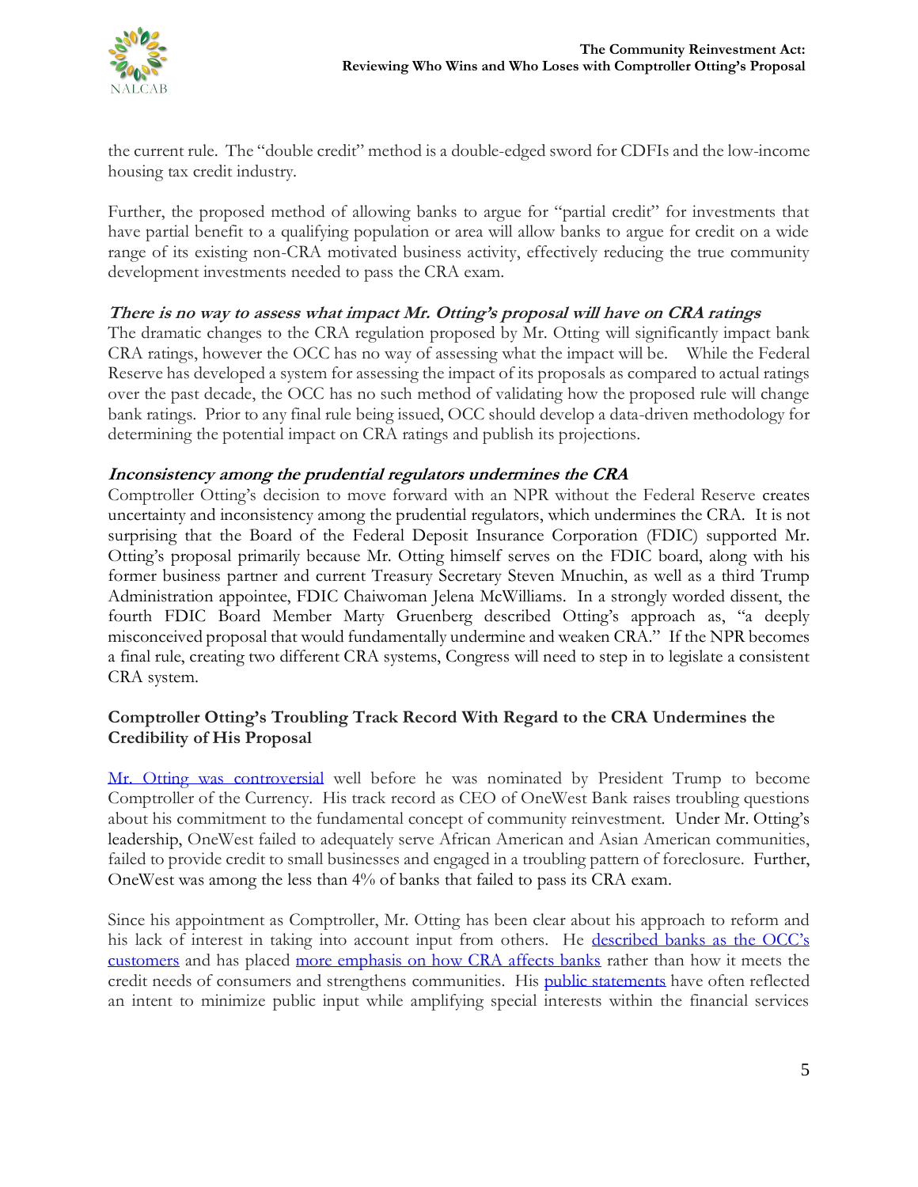the current rule. The "double credit" method is a double-edged sword for CDFIs and the low-income housing tax credit industry.

Further, the proposed method of allowing banks to argue for "partial credit" for investments that have partial benefit to a qualifying population or area will allow banks to argue for credit on a wide range of its existing non-CRA motivated business activity, effectively reducing the true community development investments needed to pass the CRA exam.

***There is no way to assess what impact Mr. Otting's proposal will have on CRA ratings***

The dramatic changes to the CRA regulation proposed by Mr. Otting will significantly impact bank CRA ratings, however the OCC has no way of assessing what the impact will be. While the Federal Reserve has developed a system for assessing the impact of its proposals as compared to actual ratings over the past decade, the OCC has no such method of validating how the proposed rule will change bank ratings. Prior to any final rule being issued, OCC should develop a data-driven methodology for determining the potential impact on CRA ratings and publish its projections.

***Inconsistency among the prudential regulators undermines the CRA***

Comptroller Otting's decision to move forward with an NPR without the Federal Reserve creates uncertainty and inconsistency among the prudential regulators, which undermines the CRA. It is not surprising that the Board of the Federal Deposit Insurance Corporation (FDIC) supported Mr. Otting's proposal primarily because Mr. Otting himself serves on the FDIC board, along with his former business partner and current Treasury Secretary Steven Mnuchin, as well as a third Trump Administration appointee, FDIC Chaiwoman Jelena McWilliams. In a strongly worded dissent, the fourth FDIC Board Member Marty Gruenberg described Otting's approach as, "a deeply misconceived proposal that would fundamentally undermine and weaken CRA." If the NPR becomes a final rule, creating two different CRA systems, Congress will need to step in to legislate a consistent CRA system.

**Comptroller Otting's Troubling Track Record With Regard to the CRA Undermines the Credibility of His Proposal**

Mr. Otting was controversial well before he was nominated by President Trump to become Comptroller of the Currency. His track record as CEO of OneWest Bank raises troubling questions about his commitment to the fundamental concept of community reinvestment. Under Mr. Otting's leadership, OneWest failed to adequately serve African American and Asian American communities, failed to provide credit to small businesses and engaged in a troubling pattern of foreclosure. Further, OneWest was among the less than 4% of banks that failed to pass its CRA exam.

Since his appointment as Comptroller, Mr. Otting has been clear about his approach to reform and his lack of interest in taking into account input from others. He described banks as the OCC's customers and has placed more emphasis on how CRA affects banks rather than how it meets the credit needs of consumers and strengthens communities. His public statements have often reflected an intent to minimize public input while amplifying special interests within the financial services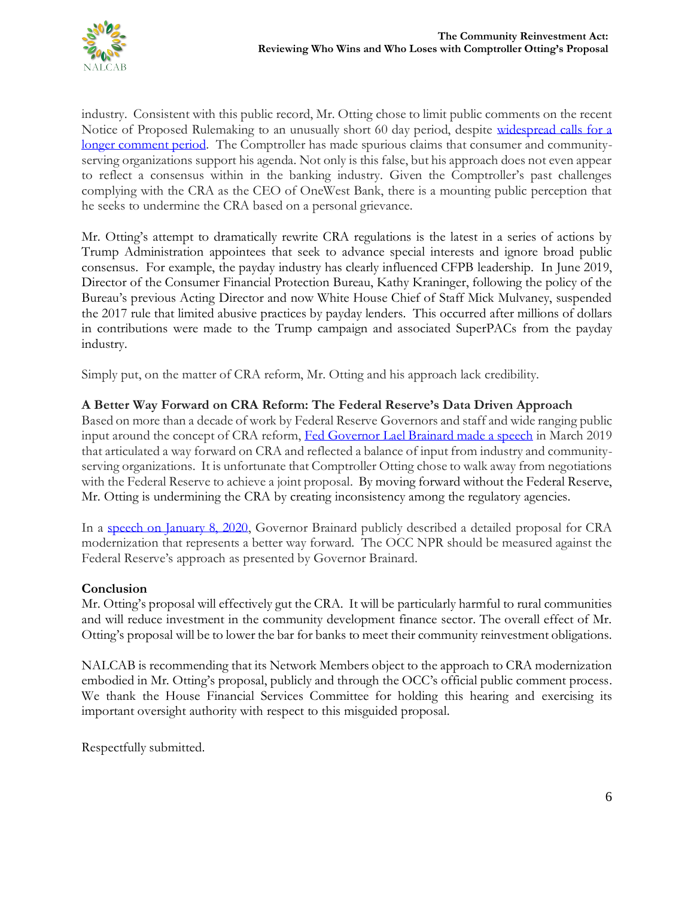industry. Consistent with this public record, Mr. Otting chose to limit public comments on the recent Notice of Proposed Rulemaking to an unusually short 60 day period, despite [widespread calls for a longer comment period](). The Comptroller has made spurious claims that consumer and community-serving organizations support his agenda. Not only is this false, but his approach does not even appear to reflect a consensus within in the banking industry. Given the Comptroller's past challenges complying with the CRA as the CEO of OneWest Bank, there is a mounting public perception that he seeks to undermine the CRA based on a personal grievance.

Mr. Otting's attempt to dramatically rewrite CRA regulations is the latest in a series of actions by Trump Administration appointees that seek to advance special interests and ignore broad public consensus. For example, the payday industry has clearly influenced CFPB leadership. In June 2019, Director of the Consumer Financial Protection Bureau, Kathy Kraninger, following the policy of the Bureau's previous Acting Director and now White House Chief of Staff Mick Mulvaney, suspended the 2017 rule that limited abusive practices by payday lenders. This occurred after millions of dollars in contributions were made to the Trump campaign and associated SuperPACs from the payday industry.

Simply put, on the matter of CRA reform, Mr. Otting and his approach lack credibility.

**A Better Way Forward on CRA Reform: The Federal Reserve's Data Driven Approach**

Based on more than a decade of work by Federal Reserve Governors and staff and wide ranging public input around the concept of CRA reform, [Fed Governor Lael Brainard made a speech]() in March 2019 that articulated a way forward on CRA and reflected a balance of input from industry and community-serving organizations. It is unfortunate that Comptroller Otting chose to walk away from negotiations with the Federal Reserve to achieve a joint proposal. By moving forward without the Federal Reserve, Mr. Otting is undermining the CRA by creating inconsistency among the regulatory agencies.

In a [speech on January 8, 2020](), Governor Brainard publicly described a detailed proposal for CRA modernization that represents a better way forward. The OCC NPR should be measured against the Federal Reserve's approach as presented by Governor Brainard.

**Conclusion**

Mr. Otting's proposal will effectively gut the CRA. It will be particularly harmful to rural communities and will reduce investment in the community development finance sector. The overall effect of Mr. Otting's proposal will be to lower the bar for banks to meet their community reinvestment obligations.

NALCAB is recommending that its Network Members object to the approach to CRA modernization embodied in Mr. Otting's proposal, publicly and through the OCC's official public comment process. We thank the House Financial Services Committee for holding this hearing and exercising its important oversight authority with respect to this misguided proposal.

Respectfully submitted.